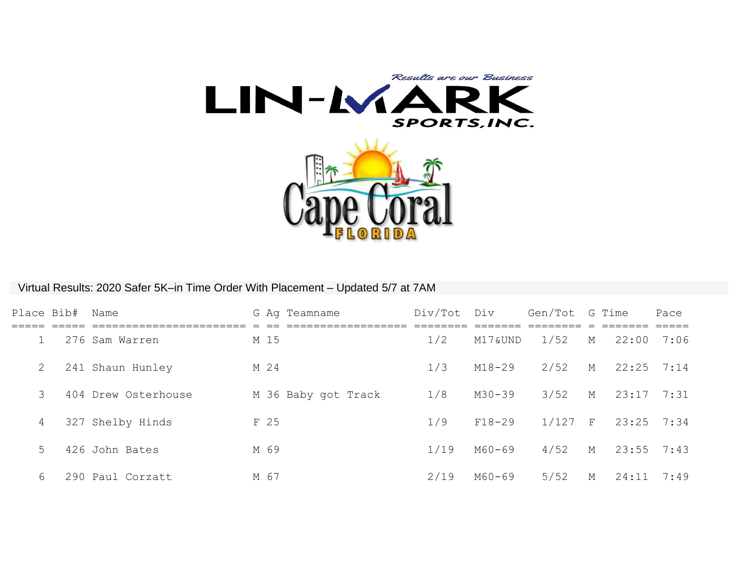LIN-MARK SPORTS, INC. — Results are our Business

Cape Coral FLORIDA

## Virtual Results: 2020 Safer 5K–in Time Order With Placement – Updated 5/7 at 7AM

| Place | Bib# | Name | G | Ag | Teamname | Div/Tot | Div | Gen/Tot | G | Time | Pace |
|---|---|---|---|---|---|---|---|---|---|---|---|
| 1 | 276 | Sam Warren | M | 15 | | 1/2 | M17&UND | 1/52 | M | 22:00 | 7:06 |
| 2 | 241 | Shaun Hunley | M | 24 | | 1/3 | M18-29 | 2/52 | M | 22:25 | 7:14 |
| 3 | 404 | Drew Osterhouse | M | 36 | Baby got Track | 1/8 | M30-39 | 3/52 | M | 23:17 | 7:31 |
| 4 | 327 | Shelby Hinds | F | 25 | | 1/9 | F18-29 | 1/127 | F | 23:25 | 7:34 |
| 5 | 426 | John Bates | M | 69 | | 1/19 | M60-69 | 4/52 | M | 23:55 | 7:43 |
| 6 | 290 | Paul Corzatt | M | 67 | | 2/19 | M60-69 | 5/52 | M | 24:11 | 7:49 |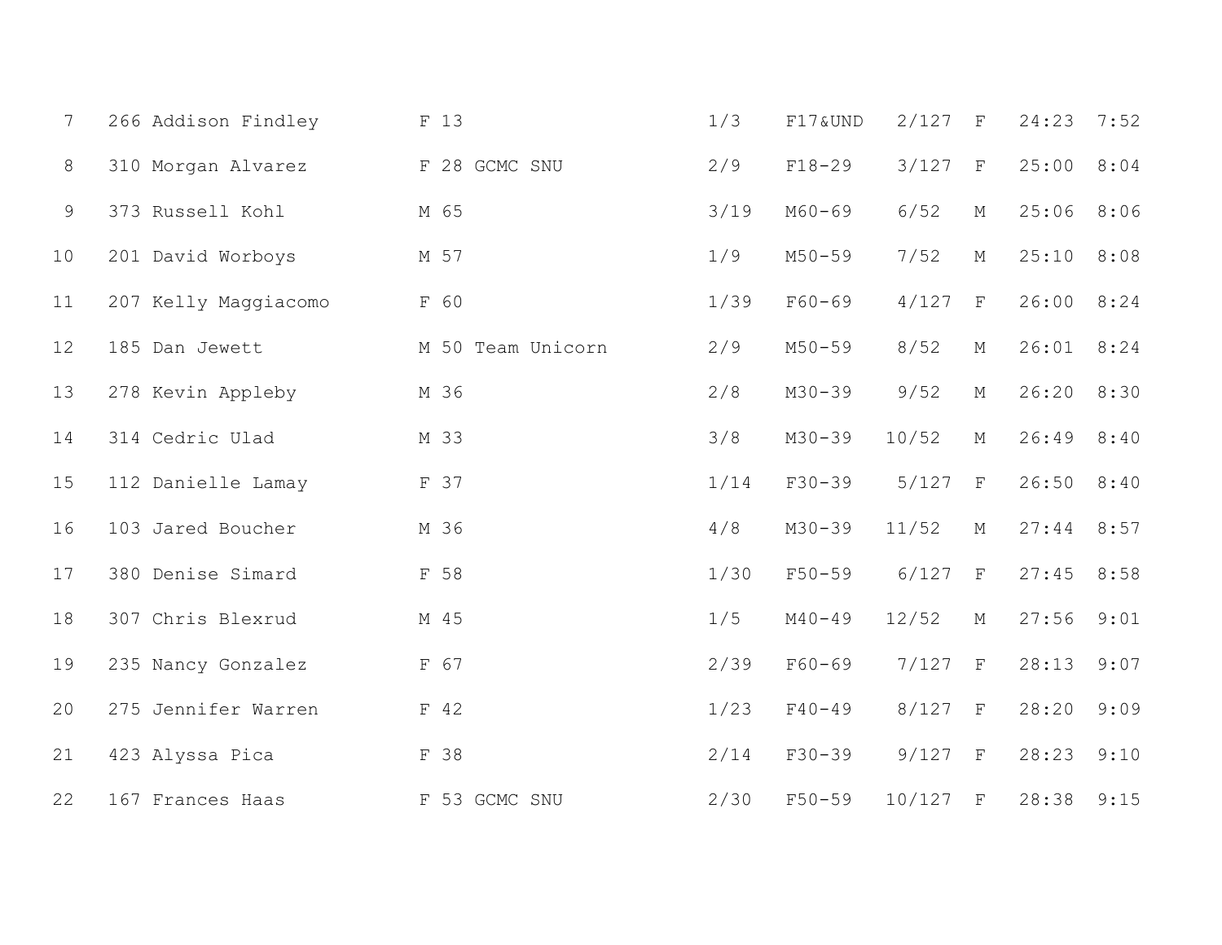| | | | | | | | | | | | |
|---|---|---|---|---|---|---|---|---|---|---|---|
| 7 | 266 | Addison Findley | F | 13 | | 1/3 | F17&UND | 2/127 | F | 24:23 | 7:52 |
| 8 | 310 | Morgan Alvarez | F | 28 | GCMC SNU | 2/9 | F18-29 | 3/127 | F | 25:00 | 8:04 |
| 9 | 373 | Russell Kohl | M | 65 | | 3/19 | M60-69 | 6/52 | M | 25:06 | 8:06 |
| 10 | 201 | David Worboys | M | 57 | | 1/9 | M50-59 | 7/52 | M | 25:10 | 8:08 |
| 11 | 207 | Kelly Maggiacomo | F | 60 | | 1/39 | F60-69 | 4/127 | F | 26:00 | 8:24 |
| 12 | 185 | Dan Jewett | M | 50 | Team Unicorn | 2/9 | M50-59 | 8/52 | M | 26:01 | 8:24 |
| 13 | 278 | Kevin Appleby | M | 36 | | 2/8 | M30-39 | 9/52 | M | 26:20 | 8:30 |
| 14 | 314 | Cedric Ulad | M | 33 | | 3/8 | M30-39 | 10/52 | M | 26:49 | 8:40 |
| 15 | 112 | Danielle Lamay | F | 37 | | 1/14 | F30-39 | 5/127 | F | 26:50 | 8:40 |
| 16 | 103 | Jared Boucher | M | 36 | | 4/8 | M30-39 | 11/52 | M | 27:44 | 8:57 |
| 17 | 380 | Denise Simard | F | 58 | | 1/30 | F50-59 | 6/127 | F | 27:45 | 8:58 |
| 18 | 307 | Chris Blexrud | M | 45 | | 1/5 | M40-49 | 12/52 | M | 27:56 | 9:01 |
| 19 | 235 | Nancy Gonzalez | F | 67 | | 2/39 | F60-69 | 7/127 | F | 28:13 | 9:07 |
| 20 | 275 | Jennifer Warren | F | 42 | | 1/23 | F40-49 | 8/127 | F | 28:20 | 9:09 |
| 21 | 423 | Alyssa Pica | F | 38 | | 2/14 | F30-39 | 9/127 | F | 28:23 | 9:10 |
| 22 | 167 | Frances Haas | F | 53 | GCMC SNU | 2/30 | F50-59 | 10/127 | F | 28:38 | 9:15 |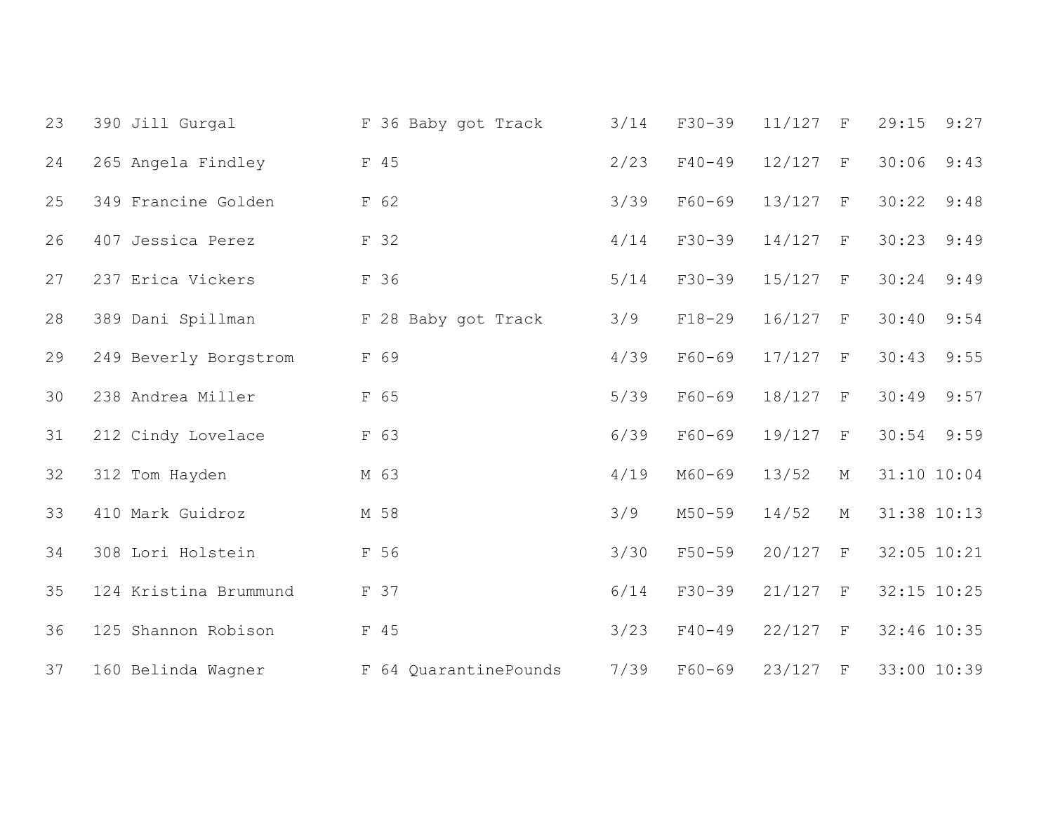| | | | | | | | | | | | |
|---|---|---|---|---|---|---|---|---|---|---|---|
| 23 | 390 | Jill Gurgal | F | 36 | Baby got Track | 3/14 | F30-39 | 11/127 | F | 29:15 | 9:27 |
| 24 | 265 | Angela Findley | F | 45 | | 2/23 | F40-49 | 12/127 | F | 30:06 | 9:43 |
| 25 | 349 | Francine Golden | F | 62 | | 3/39 | F60-69 | 13/127 | F | 30:22 | 9:48 |
| 26 | 407 | Jessica Perez | F | 32 | | 4/14 | F30-39 | 14/127 | F | 30:23 | 9:49 |
| 27 | 237 | Erica Vickers | F | 36 | | 5/14 | F30-39 | 15/127 | F | 30:24 | 9:49 |
| 28 | 389 | Dani Spillman | F | 28 | Baby got Track | 3/9 | F18-29 | 16/127 | F | 30:40 | 9:54 |
| 29 | 249 | Beverly Borgstrom | F | 69 | | 4/39 | F60-69 | 17/127 | F | 30:43 | 9:55 |
| 30 | 238 | Andrea Miller | F | 65 | | 5/39 | F60-69 | 18/127 | F | 30:49 | 9:57 |
| 31 | 212 | Cindy Lovelace | F | 63 | | 6/39 | F60-69 | 19/127 | F | 30:54 | 9:59 |
| 32 | 312 | Tom Hayden | M | 63 | | 4/19 | M60-69 | 13/52 | M | 31:10 | 10:04 |
| 33 | 410 | Mark Guidroz | M | 58 | | 3/9 | M50-59 | 14/52 | M | 31:38 | 10:13 |
| 34 | 308 | Lori Holstein | F | 56 | | 3/30 | F50-59 | 20/127 | F | 32:05 | 10:21 |
| 35 | 124 | Kristina Brummund | F | 37 | | 6/14 | F30-39 | 21/127 | F | 32:15 | 10:25 |
| 36 | 125 | Shannon Robison | F | 45 | | 3/23 | F40-49 | 22/127 | F | 32:46 | 10:35 |
| 37 | 160 | Belinda Wagner | F | 64 | QuarantinePounds | 7/39 | F60-69 | 23/127 | F | 33:00 | 10:39 |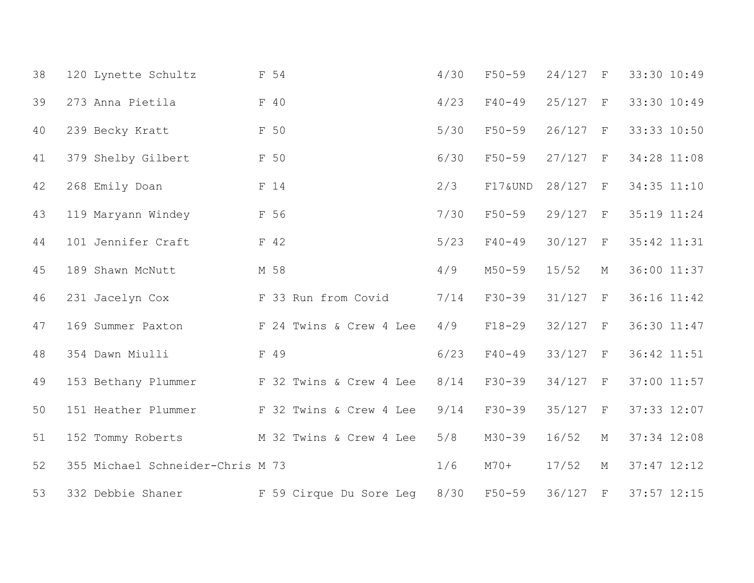| | | | | | | | | | | | | |
|---|---|---|---|---|---|---|---|---|---|---|---|---|
| 38 | 120 | Lynette Schultz | F | 54 | | 4/30 | F50-59 | 24/127 | F | 33:30 | 10:49 |
| 39 | 273 | Anna Pietila | F | 40 | | 4/23 | F40-49 | 25/127 | F | 33:30 | 10:49 |
| 40 | 239 | Becky Kratt | F | 50 | | 5/30 | F50-59 | 26/127 | F | 33:33 | 10:50 |
| 41 | 379 | Shelby Gilbert | F | 50 | | 6/30 | F50-59 | 27/127 | F | 34:28 | 11:08 |
| 42 | 268 | Emily Doan | F | 14 | | 2/3 | F17&UND | 28/127 | F | 34:35 | 11:10 |
| 43 | 119 | Maryann Windey | F | 56 | | 7/30 | F50-59 | 29/127 | F | 35:19 | 11:24 |
| 44 | 101 | Jennifer Craft | F | 42 | | 5/23 | F40-49 | 30/127 | F | 35:42 | 11:31 |
| 45 | 189 | Shawn McNutt | M | 58 | | 4/9 | M50-59 | 15/52 | M | 36:00 | 11:37 |
| 46 | 231 | Jacelyn Cox | F | 33 | Run from Covid | 7/14 | F30-39 | 31/127 | F | 36:16 | 11:42 |
| 47 | 169 | Summer Paxton | F | 24 | Twins & Crew 4 Lee | 4/9 | F18-29 | 32/127 | F | 36:30 | 11:47 |
| 48 | 354 | Dawn Miulli | F | 49 | | 6/23 | F40-49 | 33/127 | F | 36:42 | 11:51 |
| 49 | 153 | Bethany Plummer | F | 32 | Twins & Crew 4 Lee | 8/14 | F30-39 | 34/127 | F | 37:00 | 11:57 |
| 50 | 151 | Heather Plummer | F | 32 | Twins & Crew 4 Lee | 9/14 | F30-39 | 35/127 | F | 37:33 | 12:07 |
| 51 | 152 | Tommy Roberts | M | 32 | Twins & Crew 4 Lee | 5/8 | M30-39 | 16/52 | M | 37:34 | 12:08 |
| 52 | 355 | Michael Schneider-Chris | M | 73 | | 1/6 | M70+ | 17/52 | M | 37:47 | 12:12 |
| 53 | 332 | Debbie Shaner | F | 59 | Cirque Du Sore Leg | 8/30 | F50-59 | 36/127 | F | 37:57 | 12:15 |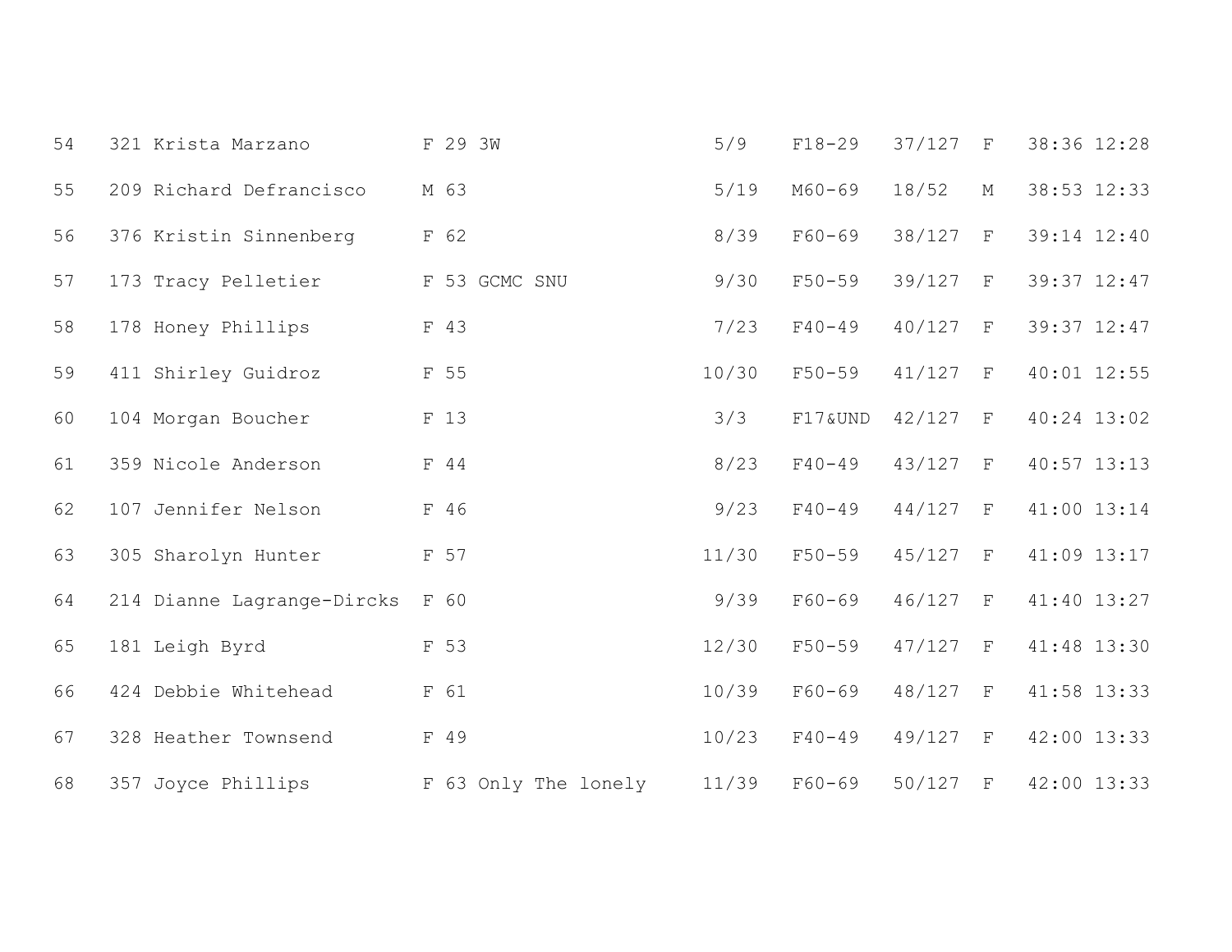| | | | | | | | | | | | |
|---|---|---|---|---|---|---|---|---|---|---|---|
| 54 | 321 | Krista Marzano | F | 29 | 3W | 5/9 | F18-29 | 37/127 | F | 38:36 | 12:28 |
| 55 | 209 | Richard Defrancisco | M | 63 | | 5/19 | M60-69 | 18/52 | M | 38:53 | 12:33 |
| 56 | 376 | Kristin Sinnenberg | F | 62 | | 8/39 | F60-69 | 38/127 | F | 39:14 | 12:40 |
| 57 | 173 | Tracy Pelletier | F | 53 | GCMC SNU | 9/30 | F50-59 | 39/127 | F | 39:37 | 12:47 |
| 58 | 178 | Honey Phillips | F | 43 | | 7/23 | F40-49 | 40/127 | F | 39:37 | 12:47 |
| 59 | 411 | Shirley Guidroz | F | 55 | | 10/30 | F50-59 | 41/127 | F | 40:01 | 12:55 |
| 60 | 104 | Morgan Boucher | F | 13 | | 3/3 | F17&UND | 42/127 | F | 40:24 | 13:02 |
| 61 | 359 | Nicole Anderson | F | 44 | | 8/23 | F40-49 | 43/127 | F | 40:57 | 13:13 |
| 62 | 107 | Jennifer Nelson | F | 46 | | 9/23 | F40-49 | 44/127 | F | 41:00 | 13:14 |
| 63 | 305 | Sharolyn Hunter | F | 57 | | 11/30 | F50-59 | 45/127 | F | 41:09 | 13:17 |
| 64 | 214 | Dianne Lagrange-Dircks | F | 60 | | 9/39 | F60-69 | 46/127 | F | 41:40 | 13:27 |
| 65 | 181 | Leigh Byrd | F | 53 | | 12/30 | F50-59 | 47/127 | F | 41:48 | 13:30 |
| 66 | 424 | Debbie Whitehead | F | 61 | | 10/39 | F60-69 | 48/127 | F | 41:58 | 13:33 |
| 67 | 328 | Heather Townsend | F | 49 | | 10/23 | F40-49 | 49/127 | F | 42:00 | 13:33 |
| 68 | 357 | Joyce Phillips | F | 63 | Only The lonely | 11/39 | F60-69 | 50/127 | F | 42:00 | 13:33 |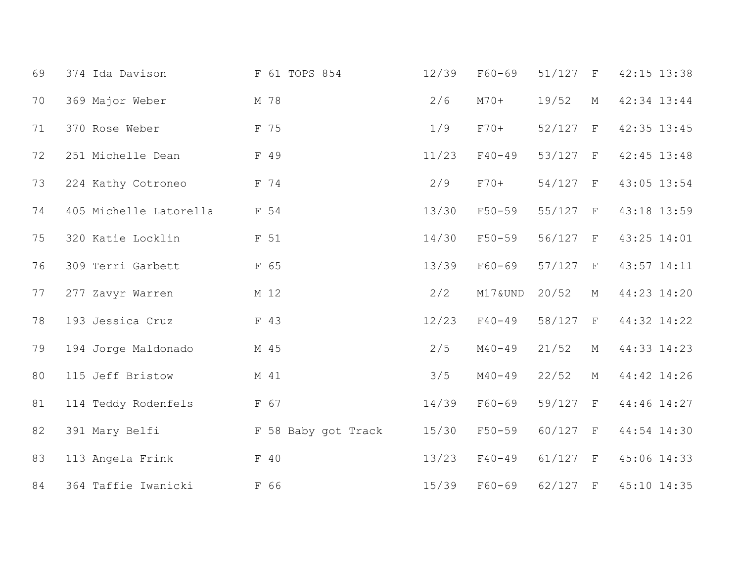| | | | | | | | | | | | |
|---|---|---|---|---|---|---|---|---|---|---|---|
| 69 | 374 | Ida Davison | F | 61 | TOPS 854 | 12/39 | F60-69 | 51/127 | F | 42:15 | 13:38 |
| 70 | 369 | Major Weber | M | 78 | | 2/6 | M70+ | 19/52 | M | 42:34 | 13:44 |
| 71 | 370 | Rose Weber | F | 75 | | 1/9 | F70+ | 52/127 | F | 42:35 | 13:45 |
| 72 | 251 | Michelle Dean | F | 49 | | 11/23 | F40-49 | 53/127 | F | 42:45 | 13:48 |
| 73 | 224 | Kathy Cotroneo | F | 74 | | 2/9 | F70+ | 54/127 | F | 43:05 | 13:54 |
| 74 | 405 | Michelle Latorella | F | 54 | | 13/30 | F50-59 | 55/127 | F | 43:18 | 13:59 |
| 75 | 320 | Katie Locklin | F | 51 | | 14/30 | F50-59 | 56/127 | F | 43:25 | 14:01 |
| 76 | 309 | Terri Garbett | F | 65 | | 13/39 | F60-69 | 57/127 | F | 43:57 | 14:11 |
| 77 | 277 | Zavyr Warren | M | 12 | | 2/2 | M17&UND | 20/52 | M | 44:23 | 14:20 |
| 78 | 193 | Jessica Cruz | F | 43 | | 12/23 | F40-49 | 58/127 | F | 44:32 | 14:22 |
| 79 | 194 | Jorge Maldonado | M | 45 | | 2/5 | M40-49 | 21/52 | M | 44:33 | 14:23 |
| 80 | 115 | Jeff Bristow | M | 41 | | 3/5 | M40-49 | 22/52 | M | 44:42 | 14:26 |
| 81 | 114 | Teddy Rodenfels | F | 67 | | 14/39 | F60-69 | 59/127 | F | 44:46 | 14:27 |
| 82 | 391 | Mary Belfi | F | 58 | Baby got Track | 15/30 | F50-59 | 60/127 | F | 44:54 | 14:30 |
| 83 | 113 | Angela Frink | F | 40 | | 13/23 | F40-49 | 61/127 | F | 45:06 | 14:33 |
| 84 | 364 | Taffie Iwanicki | F | 66 | | 15/39 | F60-69 | 62/127 | F | 45:10 | 14:35 |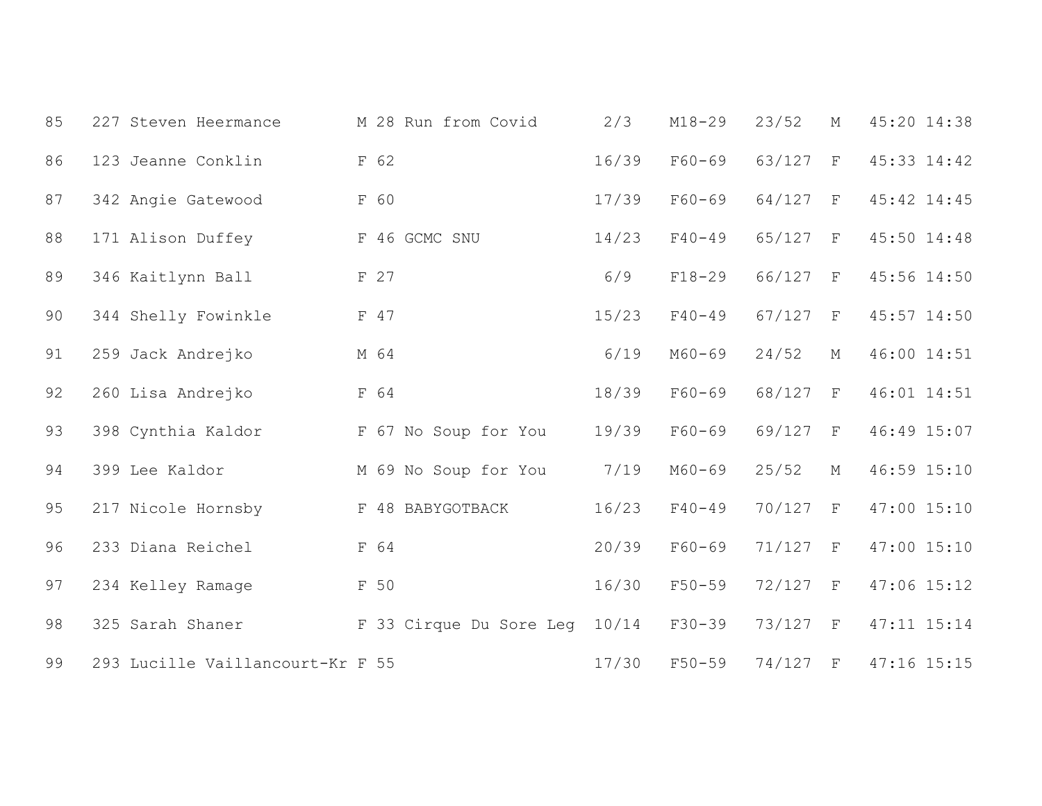| | | | | | | | | | | | |
|---|---|---|---|---|---|---|---|---|---|---|---|
| 85 | 227 | Steven Heermance | M | 28 | Run from Covid | 2/3 | M18-29 | 23/52 | M | 45:20 | 14:38 |
| 86 | 123 | Jeanne Conklin | F | 62 | | 16/39 | F60-69 | 63/127 | F | 45:33 | 14:42 |
| 87 | 342 | Angie Gatewood | F | 60 | | 17/39 | F60-69 | 64/127 | F | 45:42 | 14:45 |
| 88 | 171 | Alison Duffey | F | 46 | GCMC SNU | 14/23 | F40-49 | 65/127 | F | 45:50 | 14:48 |
| 89 | 346 | Kaitlynn Ball | F | 27 | | 6/9 | F18-29 | 66/127 | F | 45:56 | 14:50 |
| 90 | 344 | Shelly Fowinkle | F | 47 | | 15/23 | F40-49 | 67/127 | F | 45:57 | 14:50 |
| 91 | 259 | Jack Andrejko | M | 64 | | 6/19 | M60-69 | 24/52 | M | 46:00 | 14:51 |
| 92 | 260 | Lisa Andrejko | F | 64 | | 18/39 | F60-69 | 68/127 | F | 46:01 | 14:51 |
| 93 | 398 | Cynthia Kaldor | F | 67 | No Soup for You | 19/39 | F60-69 | 69/127 | F | 46:49 | 15:07 |
| 94 | 399 | Lee Kaldor | M | 69 | No Soup for You | 7/19 | M60-69 | 25/52 | M | 46:59 | 15:10 |
| 95 | 217 | Nicole Hornsby | F | 48 | BABYGOTBACK | 16/23 | F40-49 | 70/127 | F | 47:00 | 15:10 |
| 96 | 233 | Diana Reichel | F | 64 | | 20/39 | F60-69 | 71/127 | F | 47:00 | 15:10 |
| 97 | 234 | Kelley Ramage | F | 50 | | 16/30 | F50-59 | 72/127 | F | 47:06 | 15:12 |
| 98 | 325 | Sarah Shaner | F | 33 | Cirque Du Sore Leg | 10/14 | F30-39 | 73/127 | F | 47:11 | 15:14 |
| 99 | 293 | Lucille Vaillancourt-Kr | F | 55 | | 17/30 | F50-59 | 74/127 | F | 47:16 | 15:15 |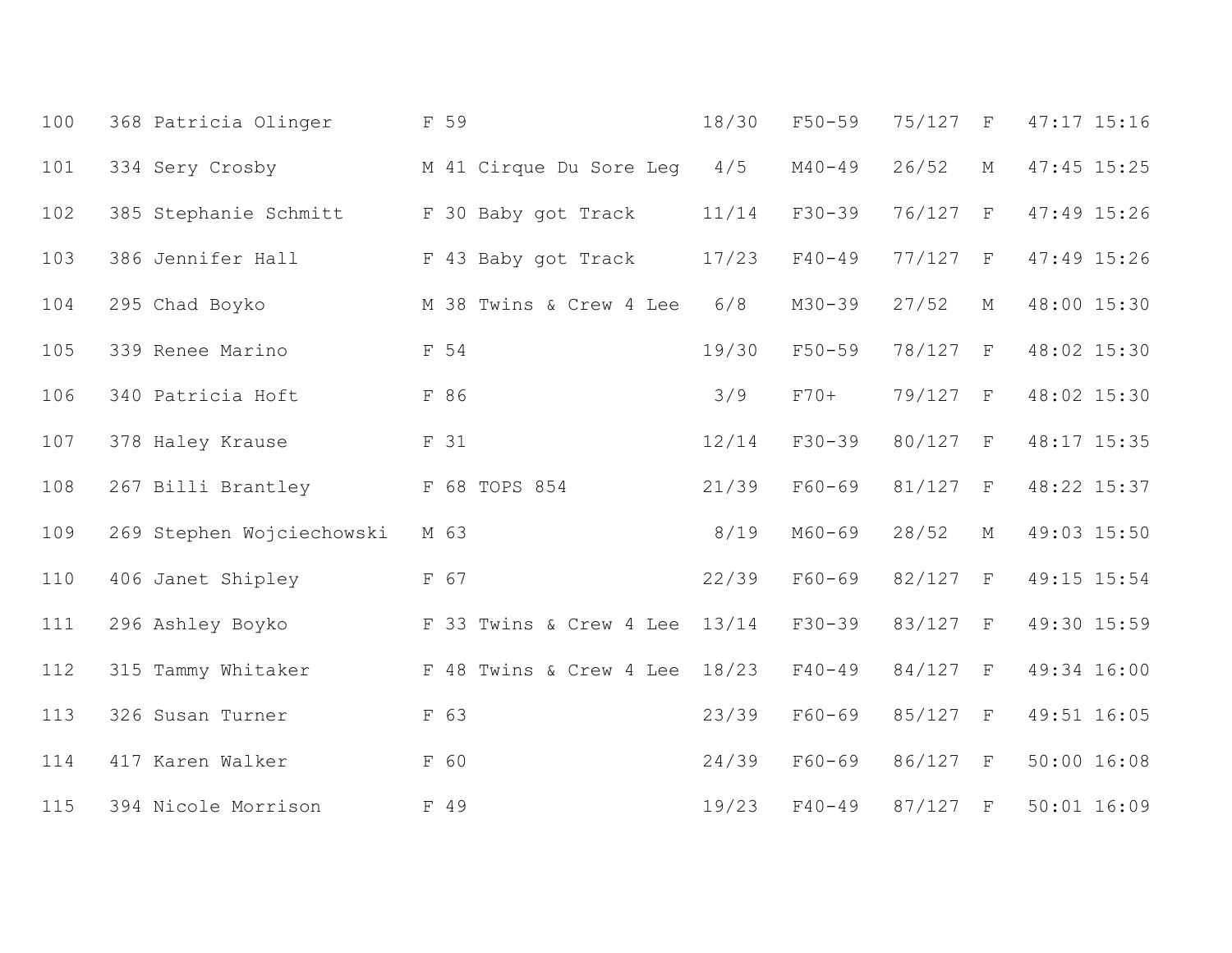| | | | | | | | | | | | |
|---|---|---|---|---|---|---|---|---|---|---|---|
| 100 | 368 | Patricia Olinger | F | 59 | | 18/30 | F50-59 | 75/127 | F | 47:17 | 15:16 |
| 101 | 334 | Sery Crosby | M | 41 | Cirque Du Sore Leg | 4/5 | M40-49 | 26/52 | M | 47:45 | 15:25 |
| 102 | 385 | Stephanie Schmitt | F | 30 | Baby got Track | 11/14 | F30-39 | 76/127 | F | 47:49 | 15:26 |
| 103 | 386 | Jennifer Hall | F | 43 | Baby got Track | 17/23 | F40-49 | 77/127 | F | 47:49 | 15:26 |
| 104 | 295 | Chad Boyko | M | 38 | Twins & Crew 4 Lee | 6/8 | M30-39 | 27/52 | M | 48:00 | 15:30 |
| 105 | 339 | Renee Marino | F | 54 | | 19/30 | F50-59 | 78/127 | F | 48:02 | 15:30 |
| 106 | 340 | Patricia Hoft | F | 86 | | 3/9 | F70+ | 79/127 | F | 48:02 | 15:30 |
| 107 | 378 | Haley Krause | F | 31 | | 12/14 | F30-39 | 80/127 | F | 48:17 | 15:35 |
| 108 | 267 | Billi Brantley | F | 68 | TOPS 854 | 21/39 | F60-69 | 81/127 | F | 48:22 | 15:37 |
| 109 | 269 | Stephen Wojciechowski | M | 63 | | 8/19 | M60-69 | 28/52 | M | 49:03 | 15:50 |
| 110 | 406 | Janet Shipley | F | 67 | | 22/39 | F60-69 | 82/127 | F | 49:15 | 15:54 |
| 111 | 296 | Ashley Boyko | F | 33 | Twins & Crew 4 Lee | 13/14 | F30-39 | 83/127 | F | 49:30 | 15:59 |
| 112 | 315 | Tammy Whitaker | F | 48 | Twins & Crew 4 Lee | 18/23 | F40-49 | 84/127 | F | 49:34 | 16:00 |
| 113 | 326 | Susan Turner | F | 63 | | 23/39 | F60-69 | 85/127 | F | 49:51 | 16:05 |
| 114 | 417 | Karen Walker | F | 60 | | 24/39 | F60-69 | 86/127 | F | 50:00 | 16:08 |
| 115 | 394 | Nicole Morrison | F | 49 | | 19/23 | F40-49 | 87/127 | F | 50:01 | 16:09 |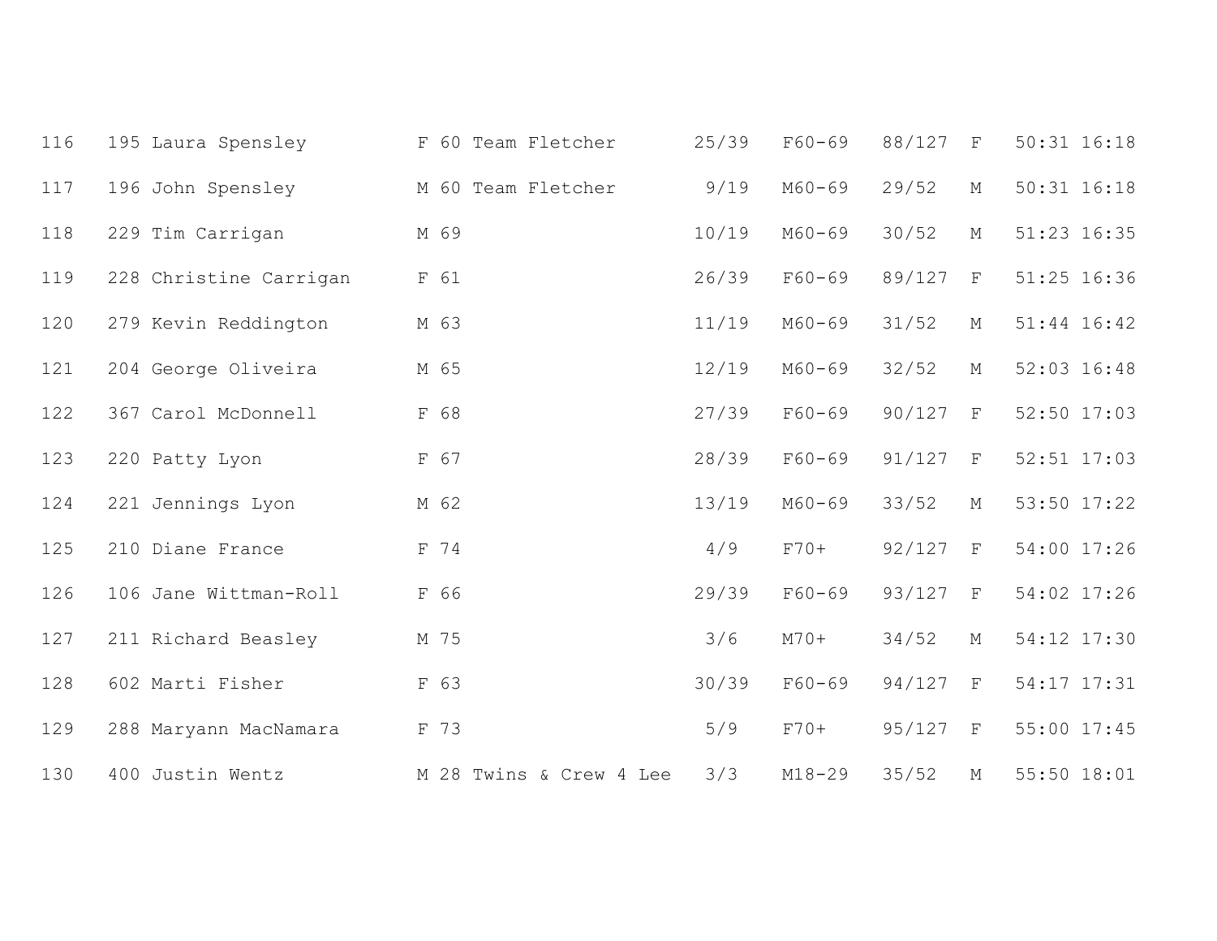| | | | | | | | | | | | | |
|---|---|---|---|---|---|---|---|---|---|---|---|---|
| 116 | 195 | Laura Spensley | F | 60 | Team Fletcher | 25/39 | F60-69 | 88/127 | F | 50:31 | 16:18 |
| 117 | 196 | John Spensley | M | 60 | Team Fletcher | 9/19 | M60-69 | 29/52 | M | 50:31 | 16:18 |
| 118 | 229 | Tim Carrigan | M | 69 | | 10/19 | M60-69 | 30/52 | M | 51:23 | 16:35 |
| 119 | 228 | Christine Carrigan | F | 61 | | 26/39 | F60-69 | 89/127 | F | 51:25 | 16:36 |
| 120 | 279 | Kevin Reddington | M | 63 | | 11/19 | M60-69 | 31/52 | M | 51:44 | 16:42 |
| 121 | 204 | George Oliveira | M | 65 | | 12/19 | M60-69 | 32/52 | M | 52:03 | 16:48 |
| 122 | 367 | Carol McDonnell | F | 68 | | 27/39 | F60-69 | 90/127 | F | 52:50 | 17:03 |
| 123 | 220 | Patty Lyon | F | 67 | | 28/39 | F60-69 | 91/127 | F | 52:51 | 17:03 |
| 124 | 221 | Jennings Lyon | M | 62 | | 13/19 | M60-69 | 33/52 | M | 53:50 | 17:22 |
| 125 | 210 | Diane France | F | 74 | | 4/9 | F70+ | 92/127 | F | 54:00 | 17:26 |
| 126 | 106 | Jane Wittman-Roll | F | 66 | | 29/39 | F60-69 | 93/127 | F | 54:02 | 17:26 |
| 127 | 211 | Richard Beasley | M | 75 | | 3/6 | M70+ | 34/52 | M | 54:12 | 17:30 |
| 128 | 602 | Marti Fisher | F | 63 | | 30/39 | F60-69 | 94/127 | F | 54:17 | 17:31 |
| 129 | 288 | Maryann MacNamara | F | 73 | | 5/9 | F70+ | 95/127 | F | 55:00 | 17:45 |
| 130 | 400 | Justin Wentz | M | 28 | Twins & Crew 4 Lee | 3/3 | M18-29 | 35/52 | M | 55:50 | 18:01 |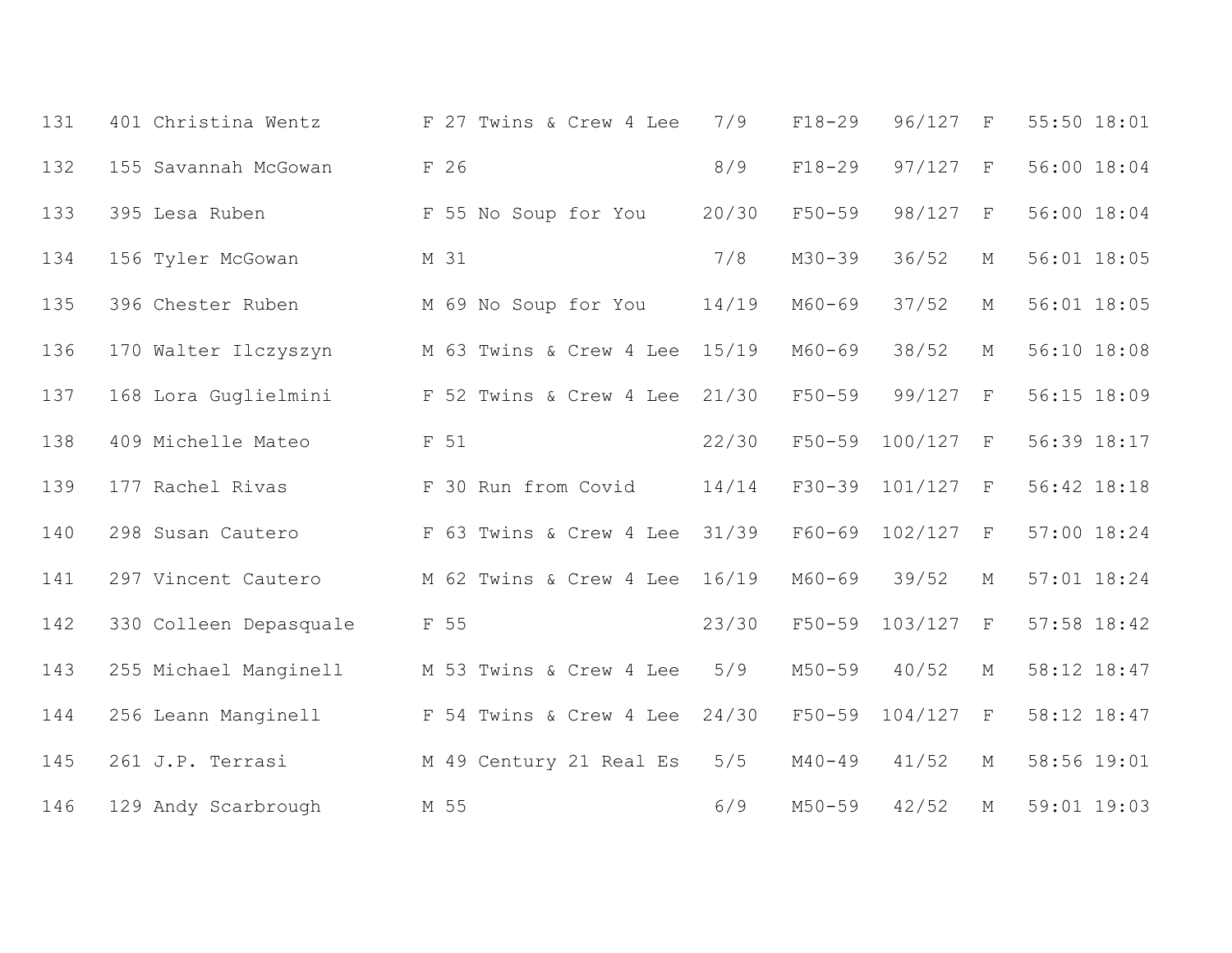| | | | | | | | | | | | |
|---|---|---|---|---|---|---|---|---|---|---|---|
| 131 | 401 | Christina Wentz | F | 27 | Twins & Crew 4 Lee | 7/9 | F18-29 | 96/127 | F | 55:50 | 18:01 |
| 132 | 155 | Savannah McGowan | F | 26 | | 8/9 | F18-29 | 97/127 | F | 56:00 | 18:04 |
| 133 | 395 | Lesa Ruben | F | 55 | No Soup for You | 20/30 | F50-59 | 98/127 | F | 56:00 | 18:04 |
| 134 | 156 | Tyler McGowan | M | 31 | | 7/8 | M30-39 | 36/52 | M | 56:01 | 18:05 |
| 135 | 396 | Chester Ruben | M | 69 | No Soup for You | 14/19 | M60-69 | 37/52 | M | 56:01 | 18:05 |
| 136 | 170 | Walter Ilczyszyn | M | 63 | Twins & Crew 4 Lee | 15/19 | M60-69 | 38/52 | M | 56:10 | 18:08 |
| 137 | 168 | Lora Guglielmini | F | 52 | Twins & Crew 4 Lee | 21/30 | F50-59 | 99/127 | F | 56:15 | 18:09 |
| 138 | 409 | Michelle Mateo | F | 51 | | 22/30 | F50-59 | 100/127 | F | 56:39 | 18:17 |
| 139 | 177 | Rachel Rivas | F | 30 | Run from Covid | 14/14 | F30-39 | 101/127 | F | 56:42 | 18:18 |
| 140 | 298 | Susan Cautero | F | 63 | Twins & Crew 4 Lee | 31/39 | F60-69 | 102/127 | F | 57:00 | 18:24 |
| 141 | 297 | Vincent Cautero | M | 62 | Twins & Crew 4 Lee | 16/19 | M60-69 | 39/52 | M | 57:01 | 18:24 |
| 142 | 330 | Colleen Depasquale | F | 55 | | 23/30 | F50-59 | 103/127 | F | 57:58 | 18:42 |
| 143 | 255 | Michael Manginell | M | 53 | Twins & Crew 4 Lee | 5/9 | M50-59 | 40/52 | M | 58:12 | 18:47 |
| 144 | 256 | Leann Manginell | F | 54 | Twins & Crew 4 Lee | 24/30 | F50-59 | 104/127 | F | 58:12 | 18:47 |
| 145 | 261 | J.P. Terrasi | M | 49 | Century 21 Real Es | 5/5 | M40-49 | 41/52 | M | 58:56 | 19:01 |
| 146 | 129 | Andy Scarbrough | M | 55 | | 6/9 | M50-59 | 42/52 | M | 59:01 | 19:03 |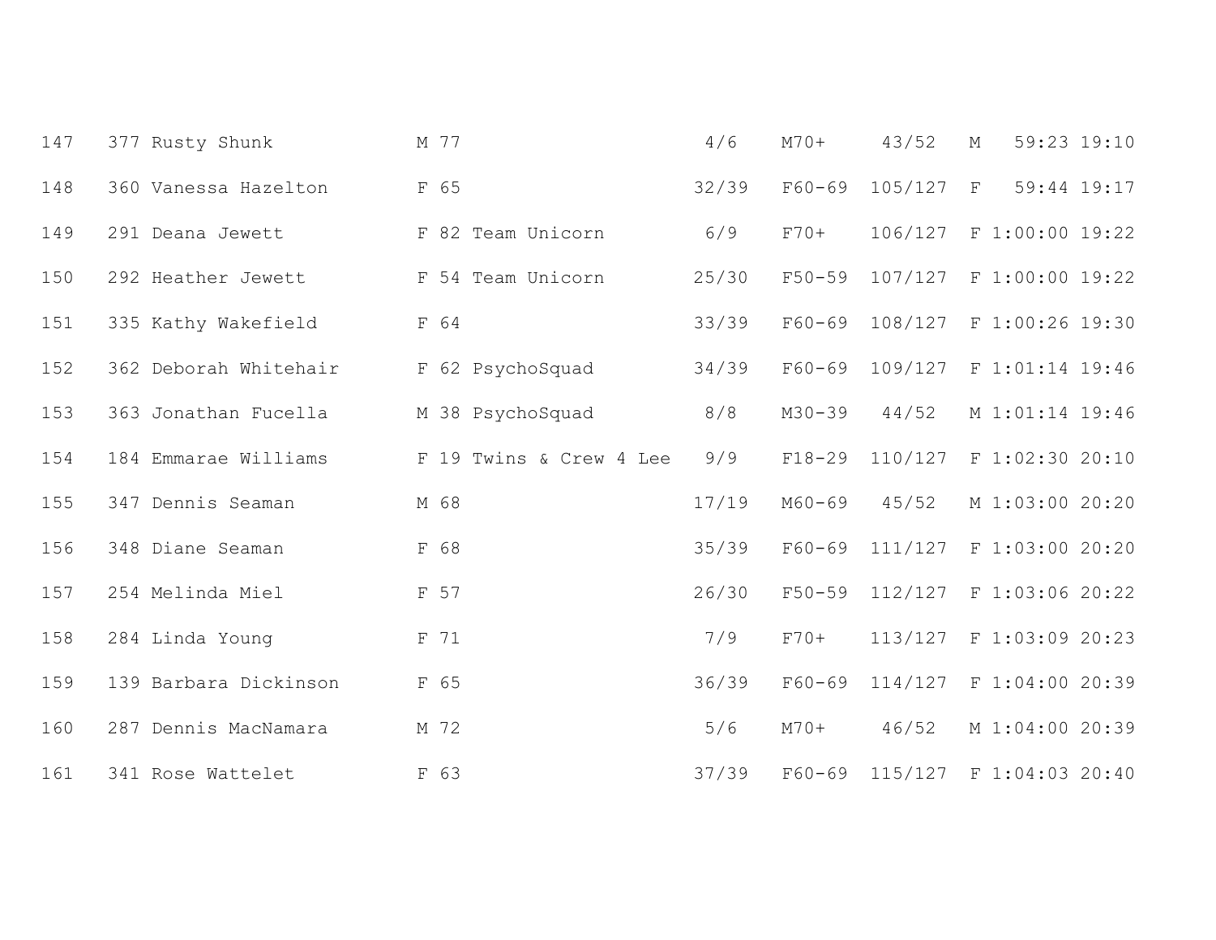| | | | | | | | | | | | | |
|---|---|---|---|---|---|---|---|---|---|---|---|---|
| 147 | 377 | Rusty Shunk | M | 77 | | 4/6 | M70+ | 43/52 | M | 59:23 | 19:10 |
| 148 | 360 | Vanessa Hazelton | F | 65 | | 32/39 | F60-69 | 105/127 | F | 59:44 | 19:17 |
| 149 | 291 | Deana Jewett | F | 82 | Team Unicorn | 6/9 | F70+ | 106/127 | F | 1:00:00 | 19:22 |
| 150 | 292 | Heather Jewett | F | 54 | Team Unicorn | 25/30 | F50-59 | 107/127 | F | 1:00:00 | 19:22 |
| 151 | 335 | Kathy Wakefield | F | 64 | | 33/39 | F60-69 | 108/127 | F | 1:00:26 | 19:30 |
| 152 | 362 | Deborah Whitehair | F | 62 | PsychoSquad | 34/39 | F60-69 | 109/127 | F | 1:01:14 | 19:46 |
| 153 | 363 | Jonathan Fucella | M | 38 | PsychoSquad | 8/8 | M30-39 | 44/52 | M | 1:01:14 | 19:46 |
| 154 | 184 | Emmarae Williams | F | 19 | Twins & Crew 4 Lee | 9/9 | F18-29 | 110/127 | F | 1:02:30 | 20:10 |
| 155 | 347 | Dennis Seaman | M | 68 | | 17/19 | M60-69 | 45/52 | M | 1:03:00 | 20:20 |
| 156 | 348 | Diane Seaman | F | 68 | | 35/39 | F60-69 | 111/127 | F | 1:03:00 | 20:20 |
| 157 | 254 | Melinda Miel | F | 57 | | 26/30 | F50-59 | 112/127 | F | 1:03:06 | 20:22 |
| 158 | 284 | Linda Young | F | 71 | | 7/9 | F70+ | 113/127 | F | 1:03:09 | 20:23 |
| 159 | 139 | Barbara Dickinson | F | 65 | | 36/39 | F60-69 | 114/127 | F | 1:04:00 | 20:39 |
| 160 | 287 | Dennis MacNamara | M | 72 | | 5/6 | M70+ | 46/52 | M | 1:04:00 | 20:39 |
| 161 | 341 | Rose Wattelet | F | 63 | | 37/39 | F60-69 | 115/127 | F | 1:04:03 | 20:40 |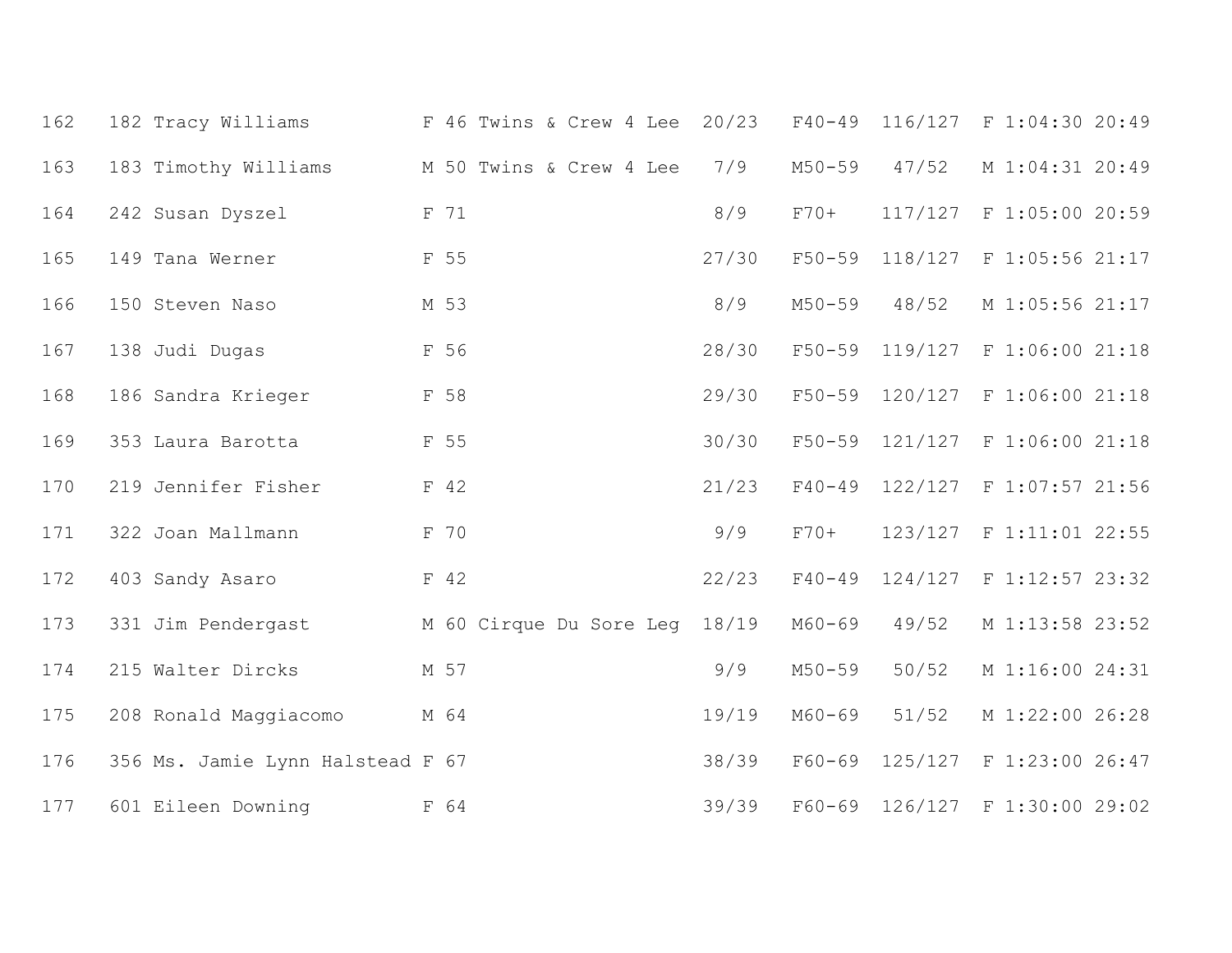| | | | | | | | | | | | |
|---|---|---|---|---|---|---|---|---|---|---|---|
| 162 | 182 | Tracy Williams | F | 46 | Twins & Crew 4 Lee | 20/23 | F40-49 | 116/127 | F | 1:04:30 | 20:49 |
| 163 | 183 | Timothy Williams | M | 50 | Twins & Crew 4 Lee | 7/9 | M50-59 | 47/52 | M | 1:04:31 | 20:49 |
| 164 | 242 | Susan Dyszel | F | 71 | | 8/9 | F70+ | 117/127 | F | 1:05:00 | 20:59 |
| 165 | 149 | Tana Werner | F | 55 | | 27/30 | F50-59 | 118/127 | F | 1:05:56 | 21:17 |
| 166 | 150 | Steven Naso | M | 53 | | 8/9 | M50-59 | 48/52 | M | 1:05:56 | 21:17 |
| 167 | 138 | Judi Dugas | F | 56 | | 28/30 | F50-59 | 119/127 | F | 1:06:00 | 21:18 |
| 168 | 186 | Sandra Krieger | F | 58 | | 29/30 | F50-59 | 120/127 | F | 1:06:00 | 21:18 |
| 169 | 353 | Laura Barotta | F | 55 | | 30/30 | F50-59 | 121/127 | F | 1:06:00 | 21:18 |
| 170 | 219 | Jennifer Fisher | F | 42 | | 21/23 | F40-49 | 122/127 | F | 1:07:57 | 21:56 |
| 171 | 322 | Joan Mallmann | F | 70 | | 9/9 | F70+ | 123/127 | F | 1:11:01 | 22:55 |
| 172 | 403 | Sandy Asaro | F | 42 | | 22/23 | F40-49 | 124/127 | F | 1:12:57 | 23:32 |
| 173 | 331 | Jim Pendergast | M | 60 | Cirque Du Sore Leg | 18/19 | M60-69 | 49/52 | M | 1:13:58 | 23:52 |
| 174 | 215 | Walter Dircks | M | 57 | | 9/9 | M50-59 | 50/52 | M | 1:16:00 | 24:31 |
| 175 | 208 | Ronald Maggiacomo | M | 64 | | 19/19 | M60-69 | 51/52 | M | 1:22:00 | 26:28 |
| 176 | 356 | Ms. Jamie Lynn Halstead | F | 67 | | 38/39 | F60-69 | 125/127 | F | 1:23:00 | 26:47 |
| 177 | 601 | Eileen Downing | F | 64 | | 39/39 | F60-69 | 126/127 | F | 1:30:00 | 29:02 |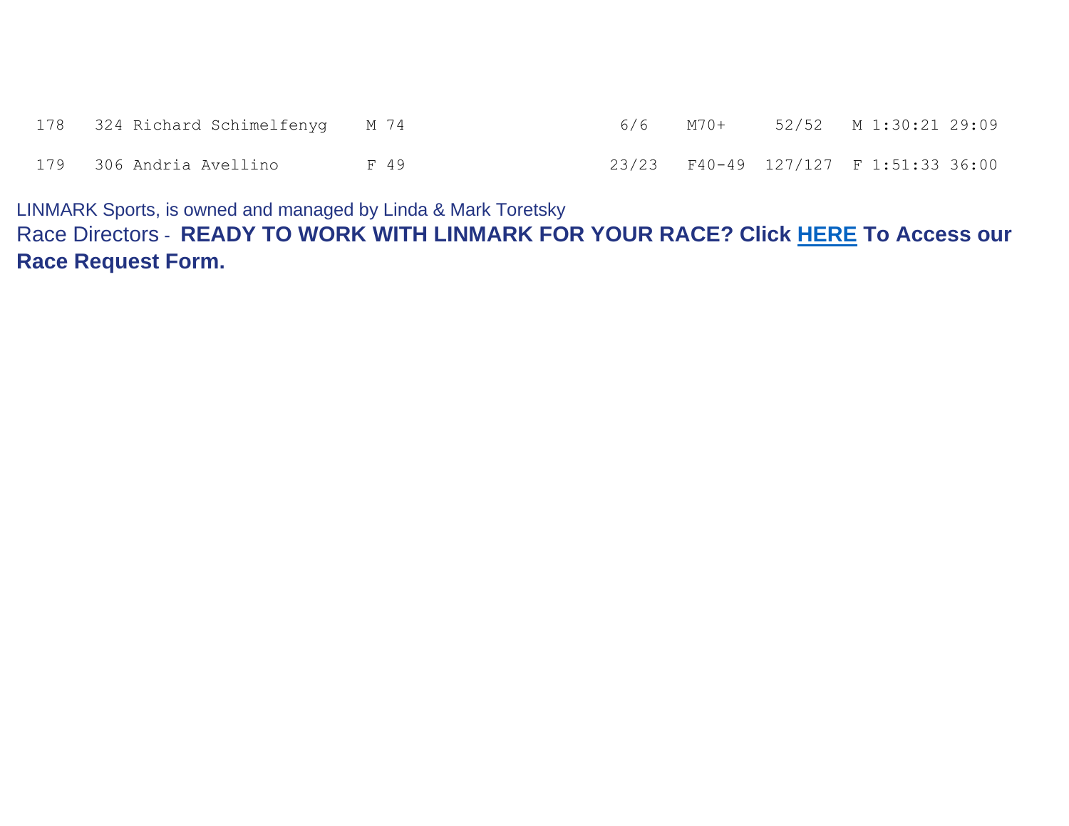| | | | | | | | | | | |
|---|---|---|---|---|---|---|---|---|---|---|
| 178 | 324 | Richard Schimelfenyg | M | 74 | 6/6 | M70+ | 52/52 | M | 1:30:21 | 29:09 |
| 179 | 306 | Andria Avellino | F | 49 | 23/23 | F40-49 | 127/127 | F | 1:51:33 | 36:00 |

LINMARK Sports, is owned and managed by Linda & Mark Toretsky

Race Directors - **READY TO WORK WITH LINMARK FOR YOUR RACE? Click HERE To Access our Race Request Form.**